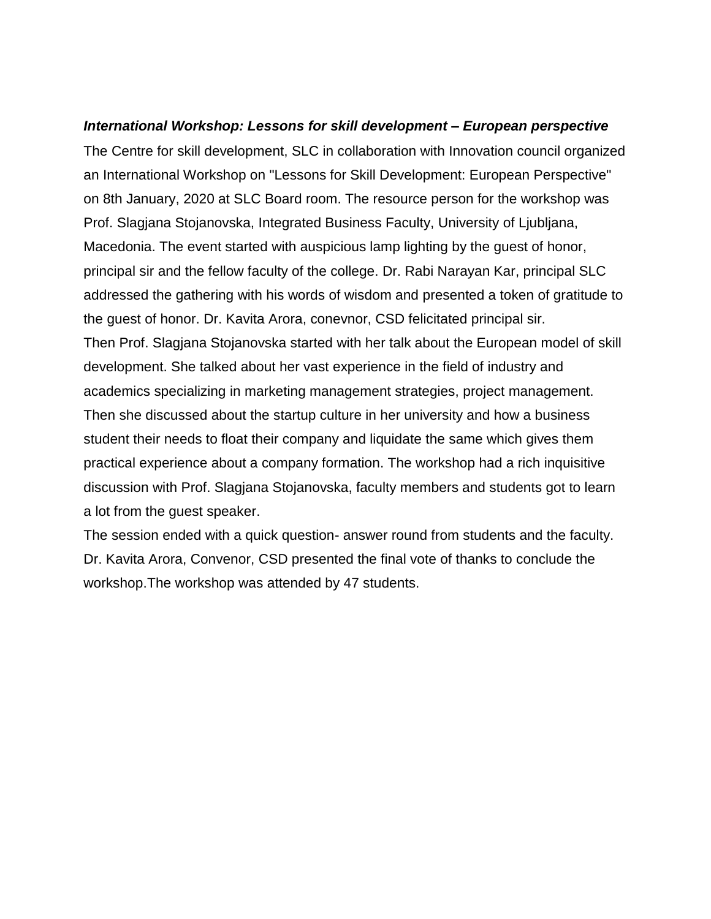***International Workshop: Lessons for skill development – European perspective***

The Centre for skill development, SLC in collaboration with Innovation council organized an International Workshop on "Lessons for Skill Development: European Perspective" on 8th January, 2020 at SLC Board room. The resource person for the workshop was Prof. Slagjana Stojanovska, Integrated Business Faculty, University of Ljubljana, Macedonia. The event started with auspicious lamp lighting by the guest of honor, principal sir and the fellow faculty of the college. Dr. Rabi Narayan Kar, principal SLC addressed the gathering with his words of wisdom and presented a token of gratitude to the guest of honor. Dr. Kavita Arora, conevnor, CSD felicitated principal sir.

Then Prof. Slagjana Stojanovska started with her talk about the European model of skill development. She talked about her vast experience in the field of industry and academics specializing in marketing management strategies, project management. Then she discussed about the startup culture in her university and how a business student their needs to float their company and liquidate the same which gives them practical experience about a company formation. The workshop had a rich inquisitive discussion with Prof. Slagjana Stojanovska, faculty members and students got to learn a lot from the guest speaker.

The session ended with a quick question- answer round from students and the faculty. Dr. Kavita Arora, Convenor, CSD presented the final vote of thanks to conclude the workshop.The workshop was attended by 47 students.